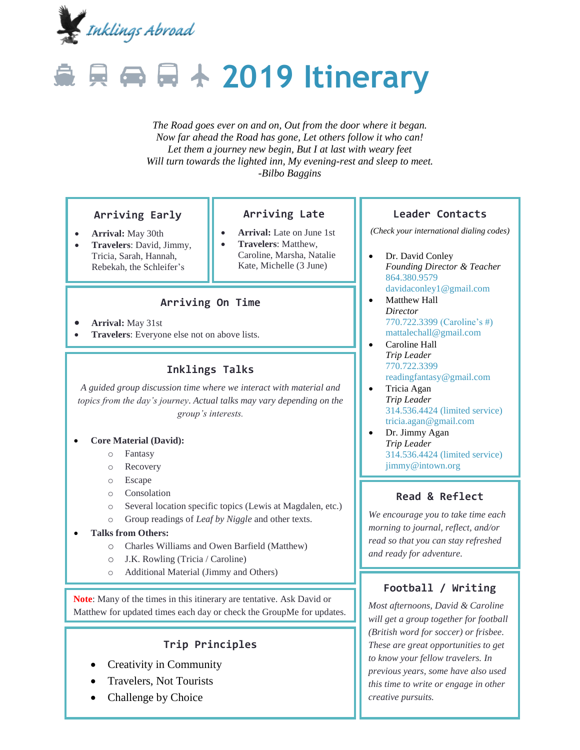Inklings Abroad

# 2019 Itinerary

*The Road goes ever on and on, Out from the door where it began.*
*Now far ahead the Road has gone, Let others follow it who can!*
*Let them a journey new begin, But I at last with weary feet*
*Will turn towards the lighted inn, My evening-rest and sleep to meet.*
*-Bilbo Baggins*

## Arriving Early

- **Arrival:** May 30th
- **Travelers**: David, Jimmy, Tricia, Sarah, Hannah, Rebekah, the Schleifer's

## Arriving Late

- **Arrival:** Late on June 1st
- **Travelers**: Matthew, Caroline, Marsha, Natalie Kate, Michelle (3 June)

## Arriving On Time

- **Arrival:** May 31st
- **Travelers**: Everyone else not on above lists.

## Inklings Talks

*A guided group discussion time where we interact with material and topics from the day's journey. Actual talks may vary depending on the group's interests.*

- **Core Material (David):**
  - Fantasy
  - Recovery
  - Escape
  - Consolation
  - Several location specific topics (Lewis at Magdalen, etc.)
  - Group readings of *Leaf by Niggle* and other texts.
- **Talks from Others:**
  - Charles Williams and Owen Barfield (Matthew)
  - J.K. Rowling (Tricia / Caroline)
  - Additional Material (Jimmy and Others)

**Note**: Many of the times in this itinerary are tentative. Ask David or Matthew for updated times each day or check the GroupMe for updates.

## Trip Principles

- Creativity in Community
- Travelers, Not Tourists
- Challenge by Choice

## Leader Contacts

*(Check your international dialing codes)*

- Dr. David Conley
  *Founding Director & Teacher*
  864.380.9579
  davidaconley1@gmail.com
- Matthew Hall
  *Director*
  770.722.3399 (Caroline's #)
  mattalechall@gmail.com
- Caroline Hall
  *Trip Leader*
  770.722.3399
  readingfantasy@gmail.com
- Tricia Agan
  *Trip Leader*
  314.536.4424 (limited service)
  tricia.agan@gmail.com
- Dr. Jimmy Agan
  *Trip Leader*
  314.536.4424 (limited service)
  jimmy@intown.org

## Read & Reflect

*We encourage you to take time each morning to journal, reflect, and/or read so that you can stay refreshed and ready for adventure.*

## Football / Writing

*Most afternoons, David & Caroline will get a group together for football (British word for soccer) or frisbee. These are great opportunities to get to know your fellow travelers. In previous years, some have also used this time to write or engage in other creative pursuits.*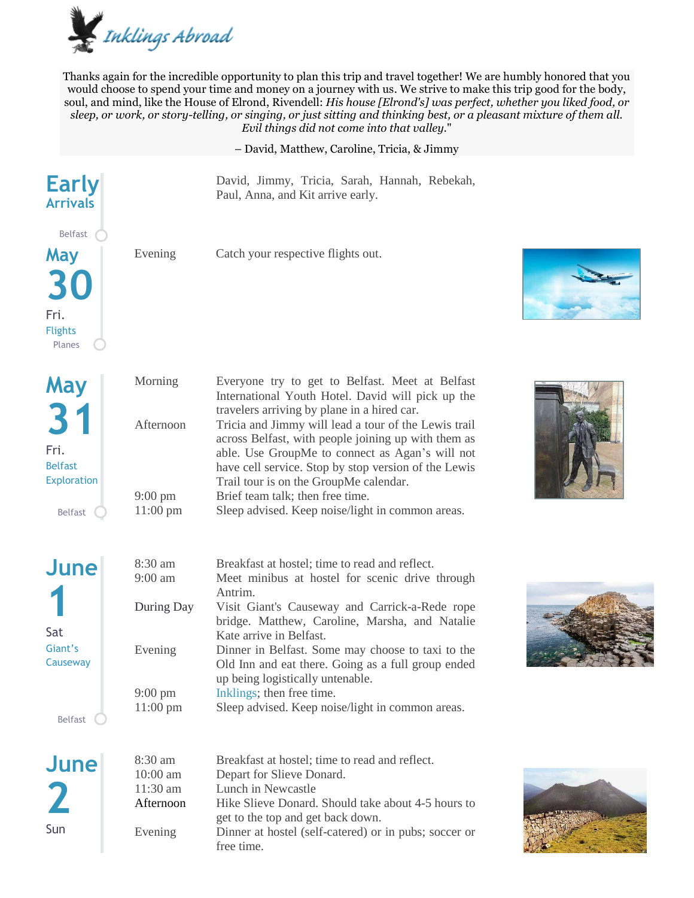*Inklings Abroad*

Thanks again for the incredible opportunity to plan this trip and travel together! We are humbly honored that you would choose to spend your time and money on a journey with us. We strive to make this trip good for the body, soul, and mind, like the House of Elrond, Rivendell: *His house [Elrond's] was perfect, whether you liked food, or sleep, or work, or story-telling, or singing, or just sitting and thinking best, or a pleasant mixture of them all. Evil things did not come into that valley.*"

– David, Matthew, Caroline, Tricia, & Jimmy

## Early Arrivals

David, Jimmy, Tricia, Sarah, Hannah, Rebekah, Paul, Anna, and Kit arrive early.

Belfast

## May 30 Fri. — Flights

| | |
|---|---|
| Evening | Catch your respective flights out. |

Planes

## May 31 Fri. — Belfast Exploration

| | |
|---|---|
| Morning | Everyone try to get to Belfast. Meet at Belfast International Youth Hotel. David will pick up the travelers arriving by plane in a hired car. |
| Afternoon | Tricia and Jimmy will lead a tour of the Lewis trail across Belfast, with people joining up with them as able. Use GroupMe to connect as Agan's will not have cell service. Stop by stop version of the Lewis Trail tour is on the GroupMe calendar. |
| 9:00 pm | Brief team talk; then free time. |
| 11:00 pm | Sleep advised. Keep noise/light in common areas. |

Belfast

## June 1 Sat — Giant's Causeway

| | |
|---|---|
| 8:30 am | Breakfast at hostel; time to read and reflect. |
| 9:00 am | Meet minibus at hostel for scenic drive through Antrim. |
| During Day | Visit Giant's Causeway and Carrick-a-Rede rope bridge. Matthew, Caroline, Marsha, and Natalie Kate arrive in Belfast. |
| Evening | Dinner in Belfast. Some may choose to taxi to the Old Inn and eat there. Going as a full group ended up being logistically untenable. |
| 9:00 pm | Inklings; then free time. |
| 11:00 pm | Sleep advised. Keep noise/light in common areas. |

Belfast

## June 2 Sun

| | |
|---|---|
| 8:30 am | Breakfast at hostel; time to read and reflect. |
| 10:00 am | Depart for Slieve Donard. |
| 11:30 am | Lunch in Newcastle |
| Afternoon | Hike Slieve Donard. Should take about 4-5 hours to get to the top and get back down. |
| Evening | Dinner at hostel (self-catered) or in pubs; soccer or free time. |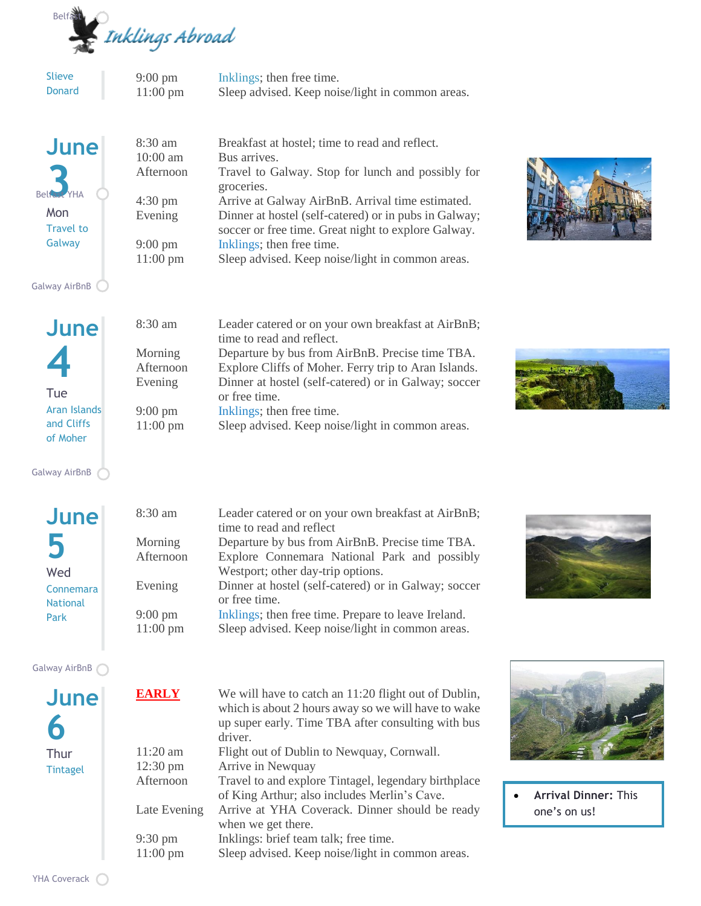| | | |
|---|---|---|
| Slieve Donard | 9:00 pm | Inklings; then free time. |
| | 11:00 pm | Sleep advised. Keep noise/light in common areas. |

Belfast YHA

**June 3**
Mon
Travel to Galway

| | |
|---|---|
| 8:30 am | Breakfast at hostel; time to read and reflect. |
| 10:00 am | Bus arrives. |
| Afternoon | Travel to Galway. Stop for lunch and possibly for groceries. |
| 4:30 pm | Arrive at Galway AirBnB. Arrival time estimated. |
| Evening | Dinner at hostel (self-catered) or in pubs in Galway; soccer or free time. Great night to explore Galway. |
| 9:00 pm | Inklings; then free time. |
| 11:00 pm | Sleep advised. Keep noise/light in common areas. |

Galway AirBnB

**June 4**
Tue
Aran Islands and Cliffs of Moher

| | |
|---|---|
| 8:30 am | Leader catered or on your own breakfast at AirBnB; time to read and reflect. |
| Morning | Departure by bus from AirBnB. Precise time TBA. |
| Afternoon | Explore Cliffs of Moher. Ferry trip to Aran Islands. |
| Evening | Dinner at hostel (self-catered) or in Galway; soccer or free time. |
| 9:00 pm | Inklings; then free time. |
| 11:00 pm | Sleep advised. Keep noise/light in common areas. |

Galway AirBnB

**June 5**
Wed
Connemara National Park

| | |
|---|---|
| 8:30 am | Leader catered or on your own breakfast at AirBnB; time to read and reflect |
| Morning | Departure by bus from AirBnB. Precise time TBA. |
| Afternoon | Explore Connemara National Park and possibly Westport; other day-trip options. |
| Evening | Dinner at hostel (self-catered) or in Galway; soccer or free time. |
| 9:00 pm | Inklings; then free time. Prepare to leave Ireland. |
| 11:00 pm | Sleep advised. Keep noise/light in common areas. |

Galway AirBnB

**June 6**
Thur
Tintagel

| | |
|---|---|
| **EARLY** | We will have to catch an 11:20 flight out of Dublin, which is about 2 hours away so we will have to wake up super early. Time TBA after consulting with bus driver. |
| 11:20 am | Flight out of Dublin to Newquay, Cornwall. |
| 12:30 pm | Arrive in Newquay |
| Afternoon | Travel to and explore Tintagel, legendary birthplace of King Arthur; also includes Merlin's Cave. |
| Late Evening | Arrive at YHA Coverack. Dinner should be ready when we get there. |
| 9:30 pm | Inklings: brief team talk; free time. |
| 11:00 pm | Sleep advised. Keep noise/light in common areas. |

- **Arrival Dinner:** This one's on us!

YHA Coverack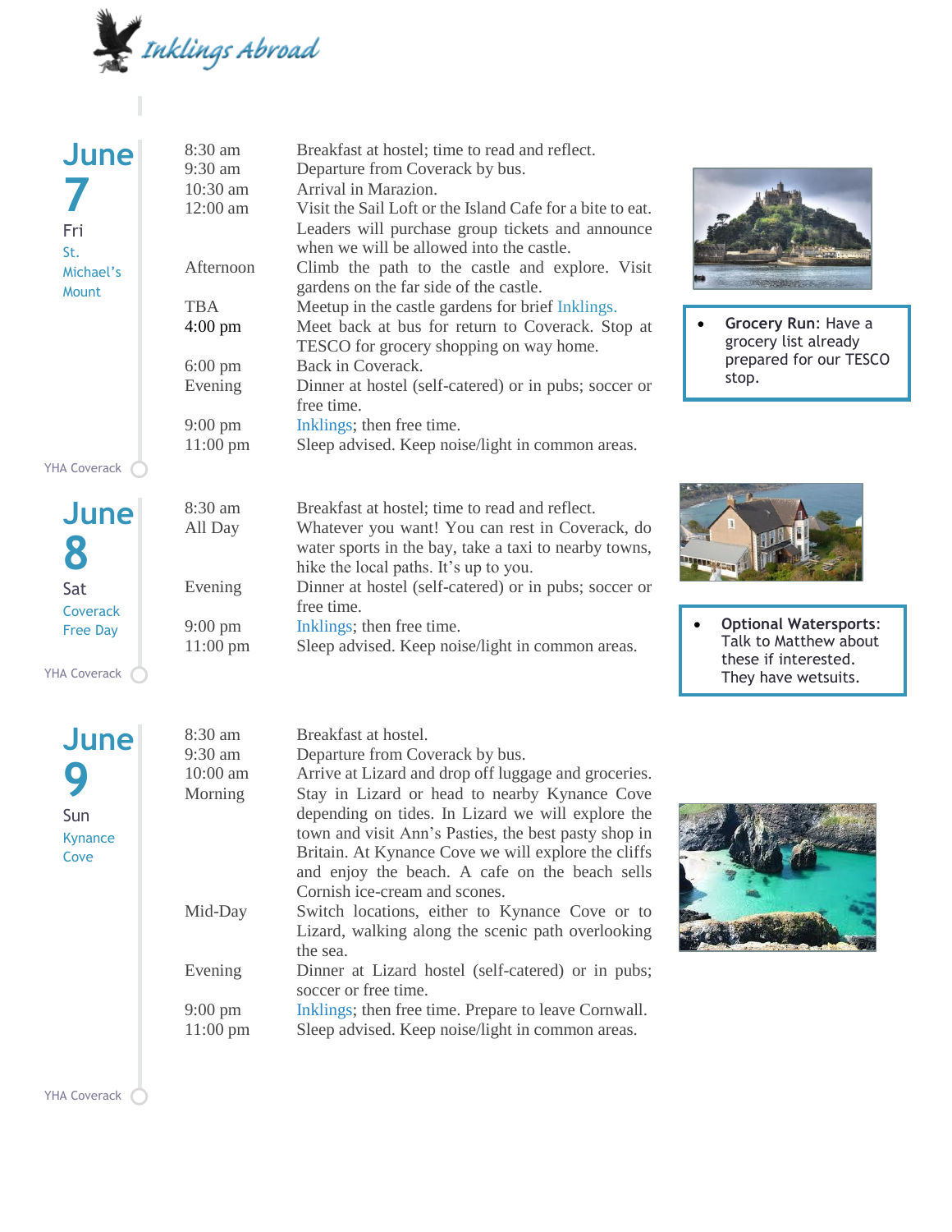# Inklings Abroad

## June 7 Fri — St. Michael's Mount

| Time | Activity |
|---|---|
| 8:30 am | Breakfast at hostel; time to read and reflect. |
| 9:30 am | Departure from Coverack by bus. |
| 10:30 am | Arrival in Marazion. |
| 12:00 am | Visit the Sail Loft or the Island Cafe for a bite to eat. Leaders will purchase group tickets and announce when we will be allowed into the castle. |
| Afternoon | Climb the path to the castle and explore. Visit gardens on the far side of the castle. |
| TBA | Meetup in the castle gardens for brief Inklings. |
| 4:00 pm | Meet back at bus for return to Coverack. Stop at TESCO for grocery shopping on way home. |
| 6:00 pm | Back in Coverack. |
| Evening | Dinner at hostel (self-catered) or in pubs; soccer or free time. |
| 9:00 pm | Inklings; then free time. |
| 11:00 pm | Sleep advised. Keep noise/light in common areas. |

- **Grocery Run:** Have a grocery list already prepared for our TESCO stop.

YHA Coverack

## June 8 Sat — Coverack Free Day

| Time | Activity |
|---|---|
| 8:30 am | Breakfast at hostel; time to read and reflect. |
| All Day | Whatever you want! You can rest in Coverack, do water sports in the bay, take a taxi to nearby towns, hike the local paths. It's up to you. |
| Evening | Dinner at hostel (self-catered) or in pubs; soccer or free time. |
| 9:00 pm | Inklings; then free time. |
| 11:00 pm | Sleep advised. Keep noise/light in common areas. |

- **Optional Watersports:** Talk to Matthew about these if interested. They have wetsuits.

YHA Coverack

## June 9 Sun — Kynance Cove

| Time | Activity |
|---|---|
| 8:30 am | Breakfast at hostel. |
| 9:30 am | Departure from Coverack by bus. |
| 10:00 am | Arrive at Lizard and drop off luggage and groceries. |
| Morning | Stay in Lizard or head to nearby Kynance Cove depending on tides. In Lizard we will explore the town and visit Ann's Pasties, the best pasty shop in Britain. At Kynance Cove we will explore the cliffs and enjoy the beach. A cafe on the beach sells Cornish ice-cream and scones. |
| Mid-Day | Switch locations, either to Kynance Cove or to Lizard, walking along the scenic path overlooking the sea. |
| Evening | Dinner at Lizard hostel (self-catered) or in pubs; soccer or free time. |
| 9:00 pm | Inklings; then free time. Prepare to leave Cornwall. |
| 11:00 pm | Sleep advised. Keep noise/light in common areas. |

YHA Coverack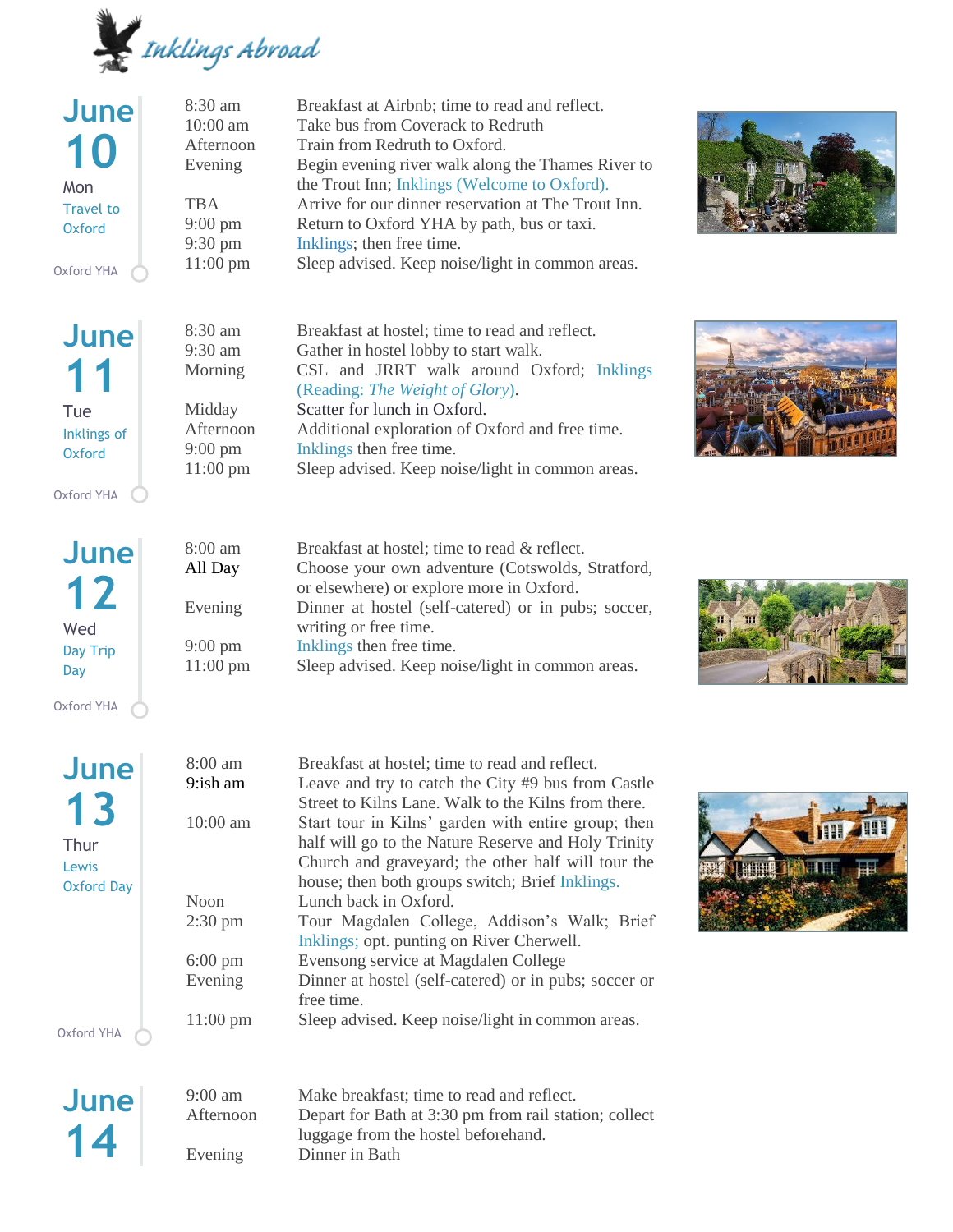# Inklings Abroad

## June 10

Mon

Travel to Oxford

Oxford YHA

| | |
|---|---|
| 8:30 am | Breakfast at Airbnb; time to read and reflect. |
| 10:00 am | Take bus from Coverack to Redruth |
| Afternoon | Train from Redruth to Oxford. |
| Evening | Begin evening river walk along the Thames River to the Trout Inn; Inklings (Welcome to Oxford). |
| TBA | Arrive for our dinner reservation at The Trout Inn. |
| 9:00 pm | Return to Oxford YHA by path, bus or taxi. |
| 9:30 pm | Inklings; then free time. |
| 11:00 pm | Sleep advised. Keep noise/light in common areas. |

## June 11

Tue

Inklings of Oxford

Oxford YHA

| | |
|---|---|
| 8:30 am | Breakfast at hostel; time to read and reflect. |
| 9:30 am | Gather in hostel lobby to start walk. |
| Morning | CSL and JRRT walk around Oxford; Inklings (Reading: *The Weight of Glory*). |
| Midday | Scatter for lunch in Oxford. |
| Afternoon | Additional exploration of Oxford and free time. |
| 9:00 pm | Inklings then free time. |
| 11:00 pm | Sleep advised. Keep noise/light in common areas. |

## June 12

Wed

Day Trip Day

Oxford YHA

| | |
|---|---|
| 8:00 am | Breakfast at hostel; time to read & reflect. |
| All Day | Choose your own adventure (Cotswolds, Stratford, or elsewhere) or explore more in Oxford. |
| Evening | Dinner at hostel (self-catered) or in pubs; soccer, writing or free time. |
| 9:00 pm | Inklings then free time. |
| 11:00 pm | Sleep advised. Keep noise/light in common areas. |

## June 13

Thur

Lewis Oxford Day

Oxford YHA

| | |
|---|---|
| 8:00 am | Breakfast at hostel; time to read and reflect. |
| 9:ish am | Leave and try to catch the City #9 bus from Castle Street to Kilns Lane. Walk to the Kilns from there. |
| 10:00 am | Start tour in Kilns' garden with entire group; then half will go to the Nature Reserve and Holy Trinity Church and graveyard; the other half will tour the house; then both groups switch; Brief Inklings. |
| Noon | Lunch back in Oxford. |
| 2:30 pm | Tour Magdalen College, Addison's Walk; Brief Inklings; opt. punting on River Cherwell. |
| 6:00 pm | Evensong service at Magdalen College |
| Evening | Dinner at hostel (self-catered) or in pubs; soccer or free time. |
| 11:00 pm | Sleep advised. Keep noise/light in common areas. |

## June 14

| | |
|---|---|
| 9:00 am | Make breakfast; time to read and reflect. |
| Afternoon | Depart for Bath at 3:30 pm from rail station; collect luggage from the hostel beforehand. |
| Evening | Dinner in Bath |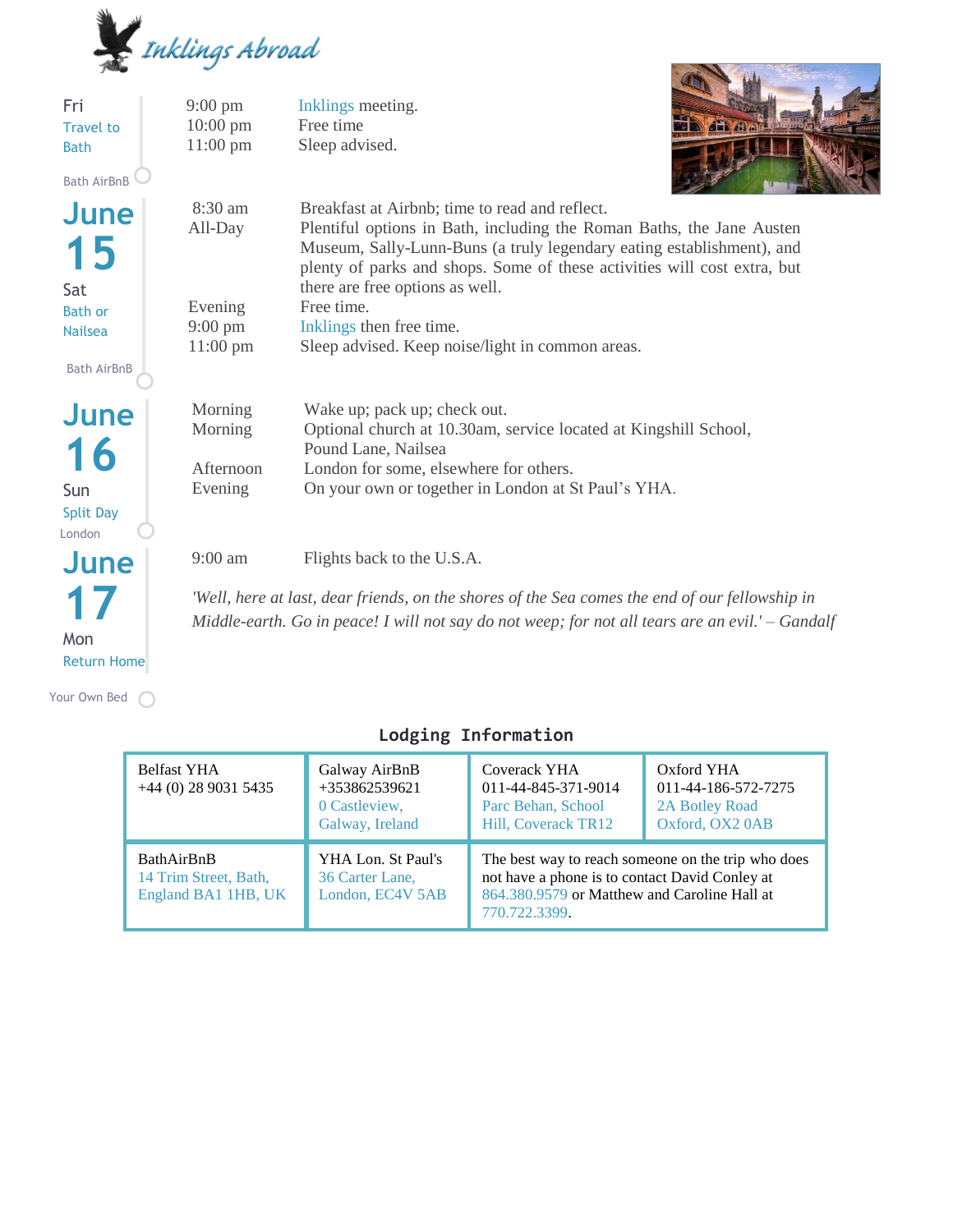Inklings Abroad

Fri
Travel to Bath

| | |
|---|---|
| 9:00 pm | Inklings meeting. |
| 10:00 pm | Free time |
| 11:00 pm | Sleep advised. |

Bath AirBnB

# June 15

Sat
Bath or Nailsea

| | |
|---|---|
| 8:30 am | Breakfast at Airbnb; time to read and reflect. |
| All-Day | Plentiful options in Bath, including the Roman Baths, the Jane Austen Museum, Sally-Lunn-Buns (a truly legendary eating establishment), and plenty of parks and shops. Some of these activities will cost extra, but there are free options as well. |
| Evening | Free time. |
| 9:00 pm | Inklings then free time. |
| 11:00 pm | Sleep advised. Keep noise/light in common areas. |

Bath AirBnB

# June 16

Sun
Split Day

| | |
|---|---|
| Morning | Wake up; pack up; check out. |
| Morning | Optional church at 10.30am, service located at Kingshill School, Pound Lane, Nailsea |
| Afternoon | London for some, elsewhere for others. |
| Evening | On your own or together in London at St Paul's YHA. |

London

# June 17

Mon
Return Home

| | |
|---|---|
| 9:00 am | Flights back to the U.S.A. |

*'Well, here at last, dear friends, on the shores of the Sea comes the end of our fellowship in Middle-earth. Go in peace! I will not say do not weep; for not all tears are an evil.' – Gandalf*

Your Own Bed

## Lodging Information

| | | | |
|---|---|---|---|
| Belfast YHA<br>+44 (0) 28 9031 5435 | Galway AirBnB<br>+353862539621<br>0 Castleview, Galway, Ireland | Coverack YHA<br>011-44-845-371-9014<br>Parc Behan, School Hill, Coverack TR12 | Oxford YHA<br>011-44-186-572-7275<br>2A Botley Road Oxford, OX2 0AB |
| BathAirBnB<br>14 Trim Street, Bath, England BA1 1HB, UK | YHA Lon. St Paul's<br>36 Carter Lane, London, EC4V 5AB | The best way to reach someone on the trip who does not have a phone is to contact David Conley at 864.380.9579 or Matthew and Caroline Hall at 770.722.3399. | |